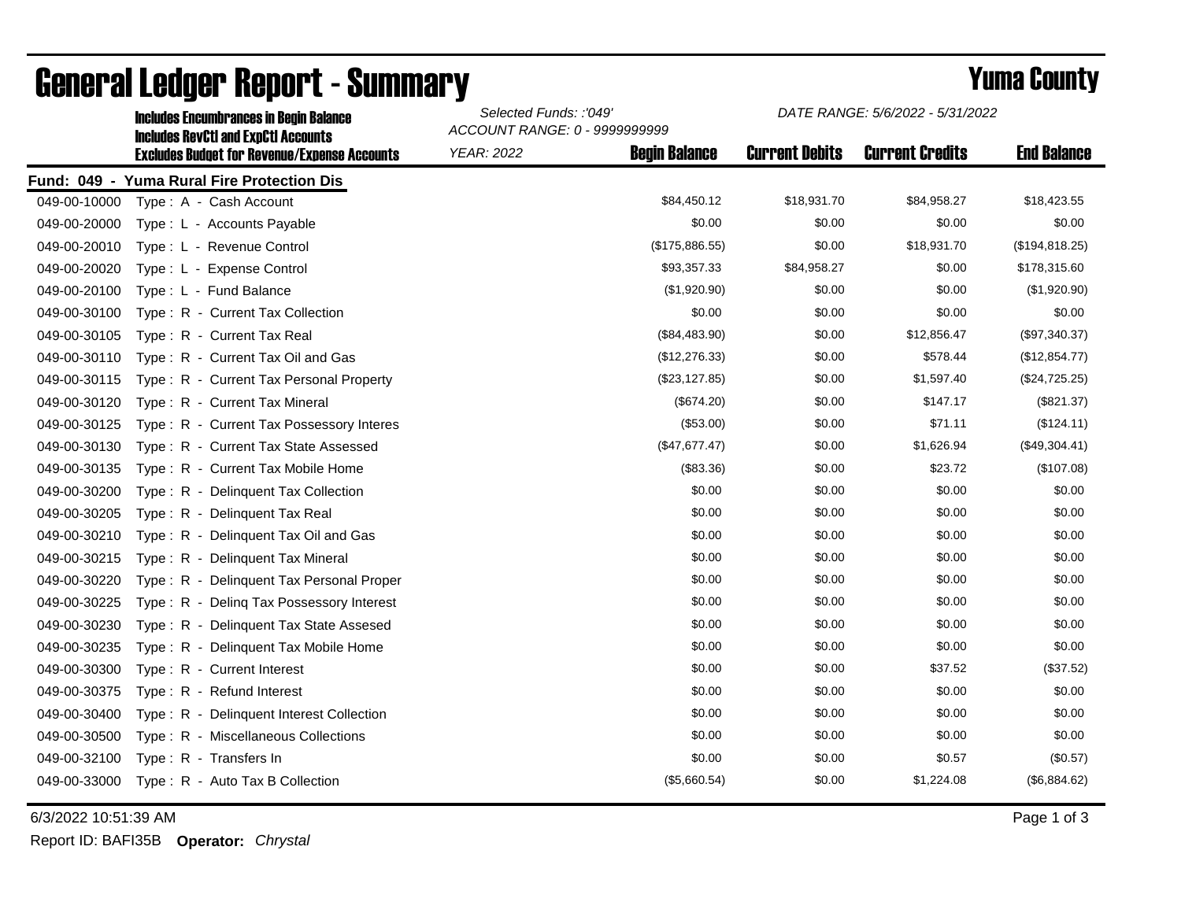# General Ledger Report - Summary

## Yuma County

**Includes Encumbrances in Begin Balance**
**Includes RevCtl and ExpCtl Accounts**
**Excludes Budget for Revenue/Expense Accounts**

*Selected Funds: :'049'*
*ACCOUNT RANGE: 0 - 9999999999*
*YEAR: 2022*

*DATE RANGE: 5/6/2022 - 5/31/2022*

**Fund: 049 - Yuma Rural Fire Protection Dis**

| Account | Description | Begin Balance | Current Debits | Current Credits | End Balance |
|---|---|---|---|---|---|
| 049-00-10000 | Type : A - Cash Account | $84,450.12 | $18,931.70 | $84,958.27 | $18,423.55 |
| 049-00-20000 | Type : L - Accounts Payable | $0.00 | $0.00 | $0.00 | $0.00 |
| 049-00-20010 | Type : L - Revenue Control | ($175,886.55) | $0.00 | $18,931.70 | ($194,818.25) |
| 049-00-20020 | Type : L - Expense Control | $93,357.33 | $84,958.27 | $0.00 | $178,315.60 |
| 049-00-20100 | Type : L - Fund Balance | ($1,920.90) | $0.00 | $0.00 | ($1,920.90) |
| 049-00-30100 | Type : R - Current Tax Collection | $0.00 | $0.00 | $0.00 | $0.00 |
| 049-00-30105 | Type : R - Current Tax Real | ($84,483.90) | $0.00 | $12,856.47 | ($97,340.37) |
| 049-00-30110 | Type : R - Current Tax Oil and Gas | ($12,276.33) | $0.00 | $578.44 | ($12,854.77) |
| 049-00-30115 | Type : R - Current Tax Personal Property | ($23,127.85) | $0.00 | $1,597.40 | ($24,725.25) |
| 049-00-30120 | Type : R - Current Tax Mineral | ($674.20) | $0.00 | $147.17 | ($821.37) |
| 049-00-30125 | Type : R - Current Tax Possessory Interes | ($53.00) | $0.00 | $71.11 | ($124.11) |
| 049-00-30130 | Type : R - Current Tax State Assessed | ($47,677.47) | $0.00 | $1,626.94 | ($49,304.41) |
| 049-00-30135 | Type : R - Current Tax Mobile Home | ($83.36) | $0.00 | $23.72 | ($107.08) |
| 049-00-30200 | Type : R - Delinquent Tax Collection | $0.00 | $0.00 | $0.00 | $0.00 |
| 049-00-30205 | Type : R - Delinquent Tax Real | $0.00 | $0.00 | $0.00 | $0.00 |
| 049-00-30210 | Type : R - Delinquent Tax Oil and Gas | $0.00 | $0.00 | $0.00 | $0.00 |
| 049-00-30215 | Type : R - Delinquent Tax Mineral | $0.00 | $0.00 | $0.00 | $0.00 |
| 049-00-30220 | Type : R - Delinquent Tax Personal Proper | $0.00 | $0.00 | $0.00 | $0.00 |
| 049-00-30225 | Type : R - Delinq Tax Possessory Interest | $0.00 | $0.00 | $0.00 | $0.00 |
| 049-00-30230 | Type : R - Delinquent Tax State Assesed | $0.00 | $0.00 | $0.00 | $0.00 |
| 049-00-30235 | Type : R - Delinquent Tax Mobile Home | $0.00 | $0.00 | $0.00 | $0.00 |
| 049-00-30300 | Type : R - Current Interest | $0.00 | $0.00 | $37.52 | ($37.52) |
| 049-00-30375 | Type : R - Refund Interest | $0.00 | $0.00 | $0.00 | $0.00 |
| 049-00-30400 | Type : R - Delinquent Interest Collection | $0.00 | $0.00 | $0.00 | $0.00 |
| 049-00-30500 | Type : R - Miscellaneous Collections | $0.00 | $0.00 | $0.00 | $0.00 |
| 049-00-32100 | Type : R - Transfers In | $0.00 | $0.00 | $0.57 | ($0.57) |
| 049-00-33000 | Type : R - Auto Tax B Collection | ($5,660.54) | $0.00 | $1,224.08 | ($6,884.62) |

6/3/2022 10:51:39 AM

Report ID: BAFI35B **Operator:** *Chrystal*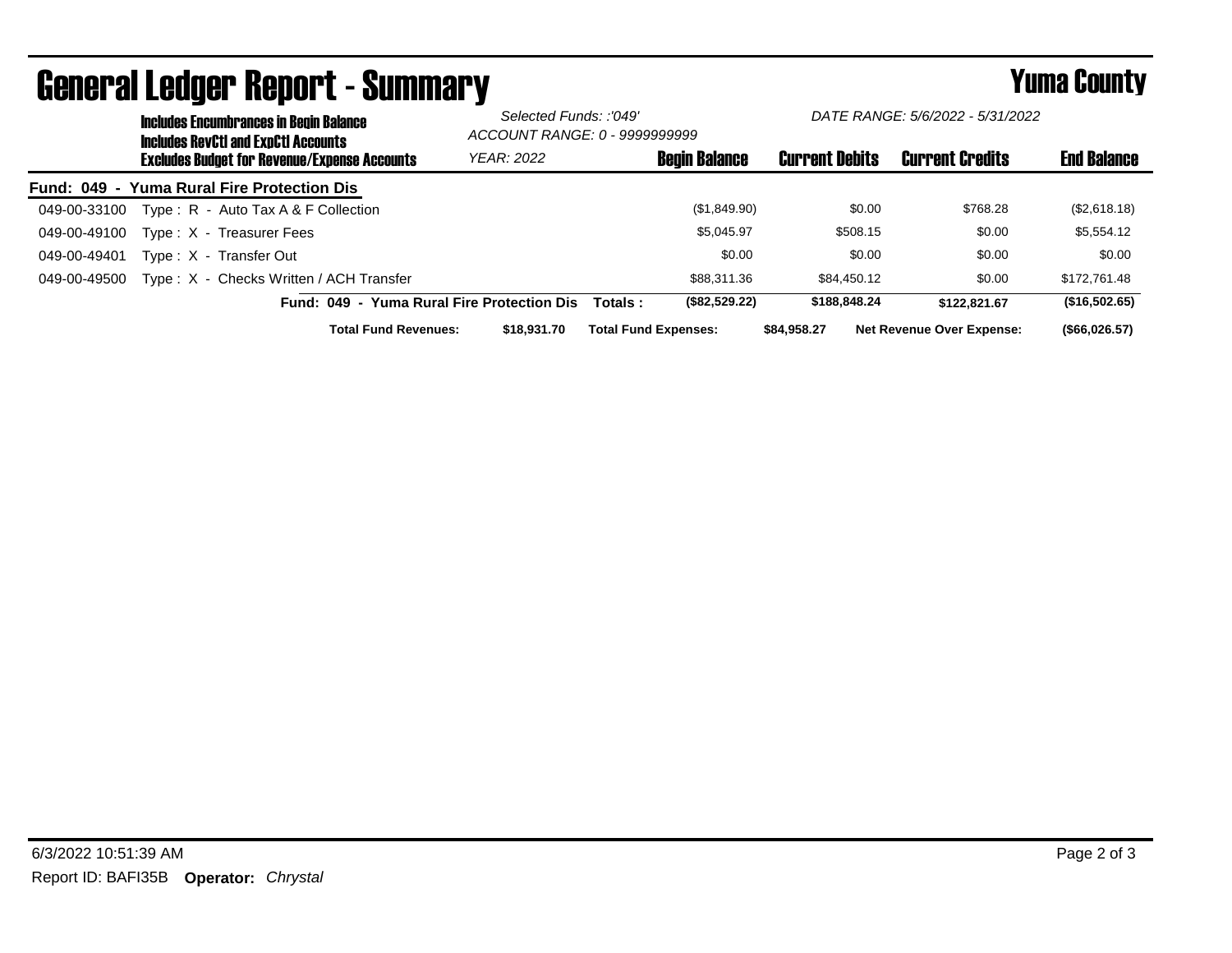# General Ledger Report - Summary

## Yuma County

**Includes Encumbrances in Begin Balance**
**Includes RevCtl and ExpCtl Accounts**
**Excludes Budget for Revenue/Expense Accounts**

*Selected Funds: :'049'*
*ACCOUNT RANGE: 0 - 9999999999*
*YEAR: 2022*

*DATE RANGE: 5/6/2022 - 5/31/2022*

**Fund: 049 - Yuma Rural Fire Protection Dis**

| Account | Description | Begin Balance | Current Debits | Current Credits | End Balance |
|---|---|---|---|---|---|
| 049-00-33100 | Type : R - Auto Tax A & F Collection | ($1,849.90) | $0.00 | $768.28 | ($2,618.18) |
| 049-00-49100 | Type : X - Treasurer Fees | $5,045.97 | $508.15 | $0.00 | $5,554.12 |
| 049-00-49401 | Type : X - Transfer Out | $0.00 | $0.00 | $0.00 | $0.00 |
| 049-00-49500 | Type : X - Checks Written / ACH Transfer | $88,311.36 | $84,450.12 | $0.00 | $172,761.48 |
| | **Fund: 049 - Yuma Rural Fire Protection Dis Totals :** | **($82,529.22)** | **$188,848.24** | **$122,821.67** | **($16,502.65)** |

**Total Fund Revenues:** **$18,931.70** **Total Fund Expenses:** **$84,958.27** **Net Revenue Over Expense:** **($66,026.57)**

6/3/2022 10:51:39 AM

Report ID: BAFI35B **Operator:** *Chrystal*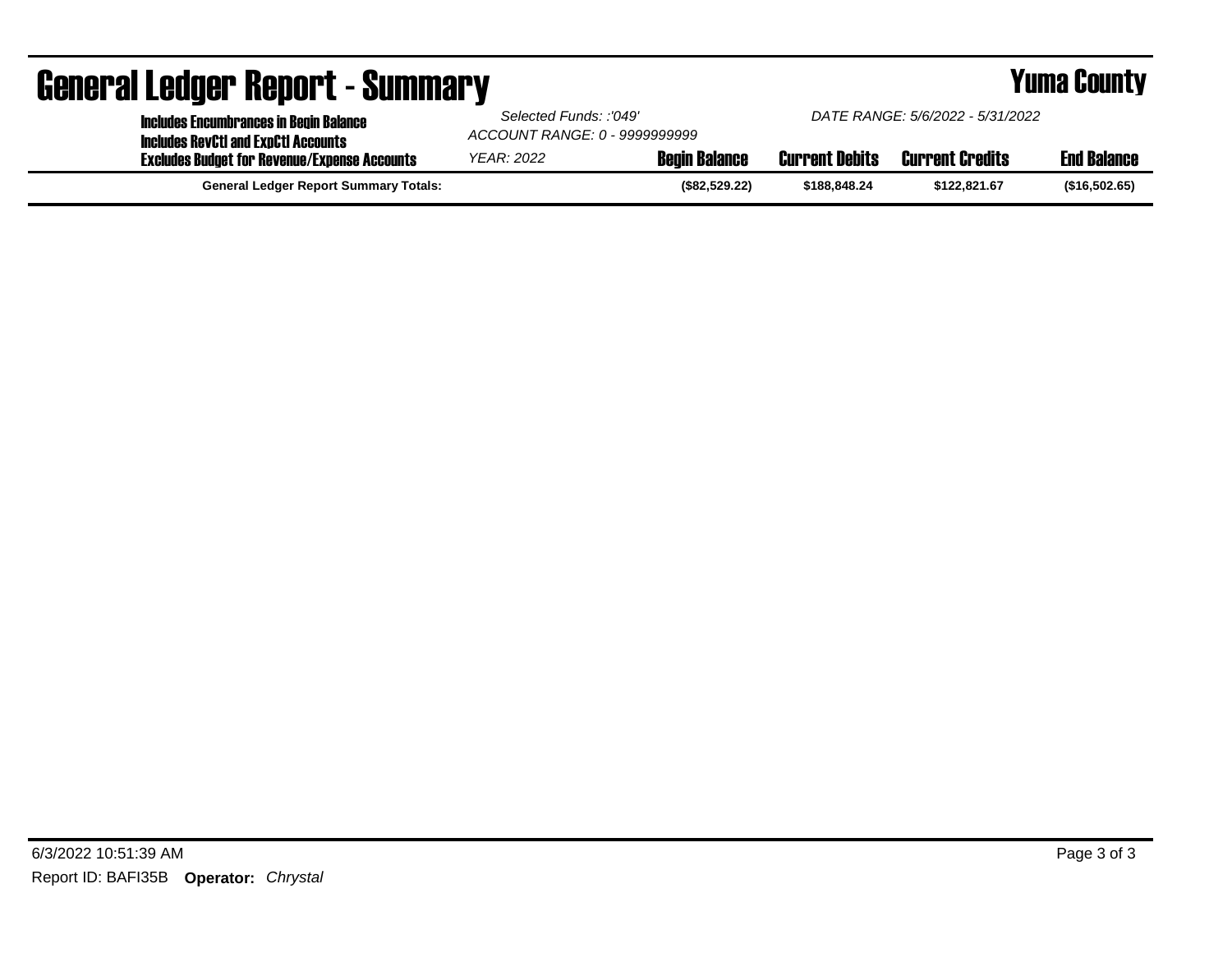# General Ledger Report - Summary

**Yuma County**

**Includes Encumbrances in Begin Balance**
**Includes RevCtl and ExpCtl Accounts**
**Excludes Budget for Revenue/Expense Accounts**

*Selected Funds: :'049'*
*ACCOUNT RANGE: 0 - 9999999999*
*YEAR: 2022*

*DATE RANGE: 5/6/2022 - 5/31/2022*

| | Begin Balance | Current Debits | Current Credits | End Balance |
|---|---|---|---|---|
| **General Ledger Report Summary Totals:** | **($82,529.22)** | **$188,848.24** | **$122,821.67** | **($16,502.65)** |

6/3/2022 10:51:39 AM

Report ID: BAFI35B **Operator:** *Chrystal*